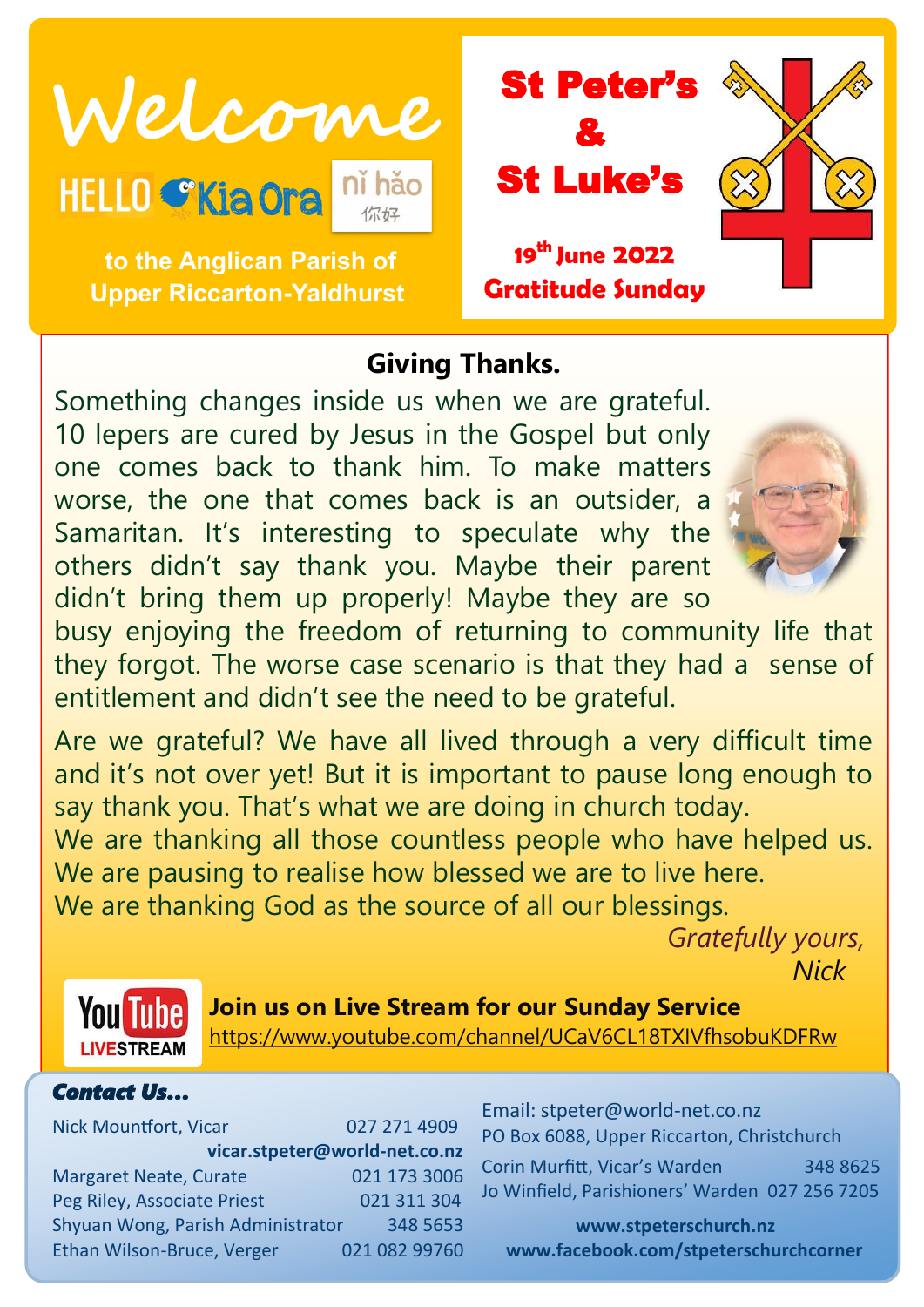# Welcome

HELLO Kia Ora nǐ hǎo 你好

**to the Anglican Parish of Upper Riccarton-Yaldhurst**

# St Peter's & St Luke's

**19th June 2022**
**Gratitude Sunday**

## Giving Thanks.

Something changes inside us when we are grateful. 10 lepers are cured by Jesus in the Gospel but only one comes back to thank him. To make matters worse, the one that comes back is an outsider, a Samaritan. It's interesting to speculate why the others didn't say thank you. Maybe their parent didn't bring them up properly! Maybe they are so busy enjoying the freedom of returning to community life that they forgot. The worse case scenario is that they had a sense of entitlement and didn't see the need to be grateful.

Are we grateful? We have all lived through a very difficult time and it's not over yet! But it is important to pause long enough to say thank you. That's what we are doing in church today.
We are thanking all those countless people who have helped us.
We are pausing to realise how blessed we are to live here.
We are thanking God as the source of all our blessings.

*Gratefully yours,*
*Nick*

YouTube LIVESTREAM

**Join us on Live Stream for our Sunday Service**
https://www.youtube.com/channel/UCaV6CL18TXIVfhsobuKDFRw

***Contact Us…***

| | |
|---|---|
| Nick Mountfort, Vicar | 027 271 4909 |
| | **vicar.stpeter@world-net.co.nz** |
| Margaret Neate, Curate | 021 173 3006 |
| Peg Riley, Associate Priest | 021 311 304 |
| Shyuan Wong, Parish Administrator | 348 5653 |
| Ethan Wilson-Bruce, Verger | 021 082 99760 |

Email: stpeter@world-net.co.nz
PO Box 6088, Upper Riccarton, Christchurch

| | |
|---|---|
| Corin Murfitt, Vicar's Warden | 348 8625 |
| Jo Winfield, Parishioners' Warden | 027 256 7205 |

**www.stpeterschurch.nz**
**www.facebook.com/stpeterschurchcorner**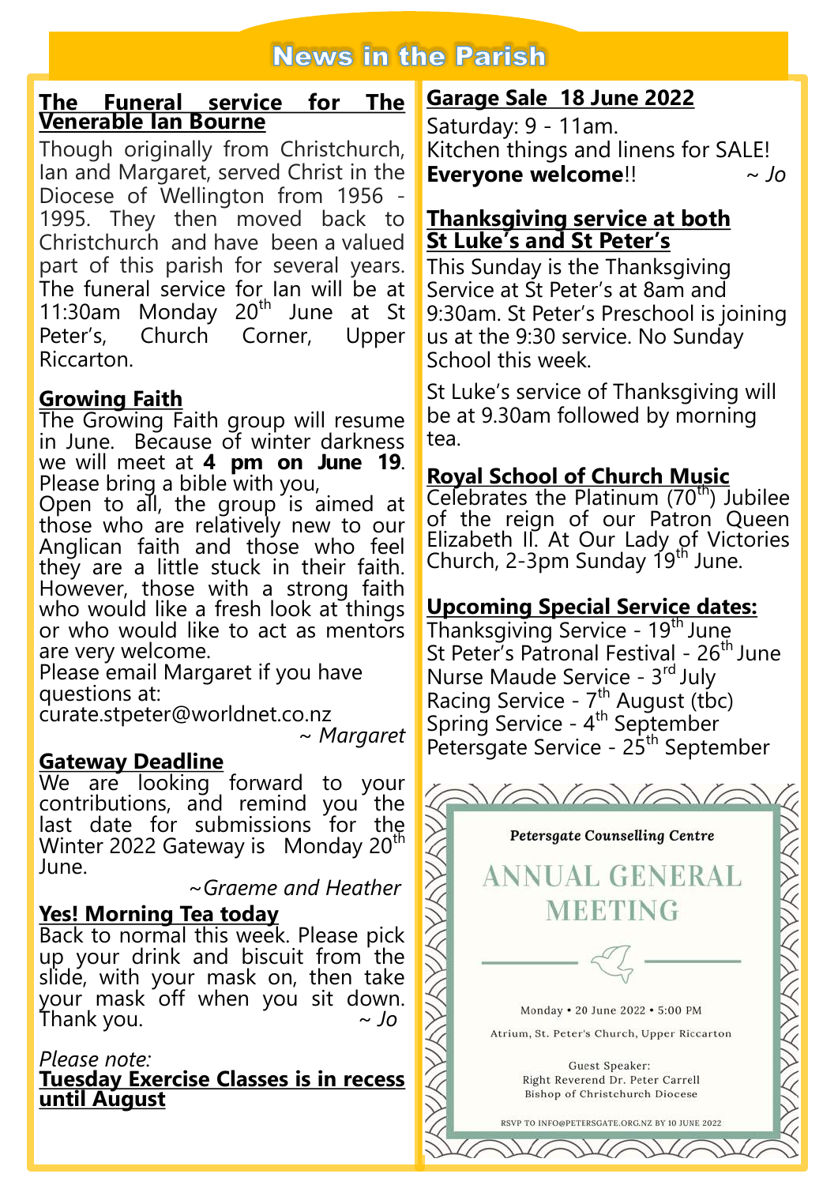# News in the Parish

## The Funeral service for The Venerable Ian Bourne

Though originally from Christchurch, Ian and Margaret, served Christ in the Diocese of Wellington from 1956 - 1995. They then moved back to Christchurch and have been a valued part of this parish for several years. The funeral service for Ian will be at 11:30am Monday 20th June at St Peter's, Church Corner, Upper Riccarton.

## Growing Faith

The Growing Faith group will resume in June. Because of winter darkness we will meet at **4 pm on June 19**. Please bring a bible with you,

Open to all, the group is aimed at those who are relatively new to our Anglican faith and those who feel they are a little stuck in their faith. However, those with a strong faith who would like a fresh look at things or who would like to act as mentors are very welcome.

Please email Margaret if you have questions at: curate.stpeter@worldnet.co.nz

*~ Margaret*

## Gateway Deadline

We are looking forward to your contributions, and remind you the last date for submissions for the Winter 2022 Gateway is Monday 20th June.

*~Graeme and Heather*

## Yes! Morning Tea today

Back to normal this week. Please pick up your drink and biscuit from the slide, with your mask on, then take your mask off when you sit down. Thank you. *~ Jo*

*Please note:*

**Tuesday Exercise Classes is in recess until August**

## Garage Sale 18 June 2022

Saturday: 9 - 11am.
Kitchen things and linens for SALE!
**Everyone welcome**!! *~ Jo*

## Thanksgiving service at both St Luke's and St Peter's

This Sunday is the Thanksgiving Service at St Peter's at 8am and 9:30am. St Peter's Preschool is joining us at the 9:30 service. No Sunday School this week.

St Luke's service of Thanksgiving will be at 9.30am followed by morning tea.

## Royal School of Church Music

Celebrates the Platinum (70th) Jubilee of the reign of our Patron Queen Elizabeth II. At Our Lady of Victories Church, 2-3pm Sunday 19th June.

## Upcoming Special Service dates:

Thanksgiving Service - 19th June
St Peter's Patronal Festival - 26th June
Nurse Maude Service - 3rd July
Racing Service - 7th August (tbc)
Spring Service - 4th September
Petersgate Service - 25th September

*Petersgate Counselling Centre*

## ANNUAL GENERAL MEETING

Monday • 20 June 2022 • 5:00 PM

Atrium, St. Peter's Church, Upper Riccarton

Guest Speaker:
Right Reverend Dr. Peter Carrell
Bishop of Christchurch Diocese

RSVP TO INFO@PETERSGATE.ORG.NZ BY 10 JUNE 2022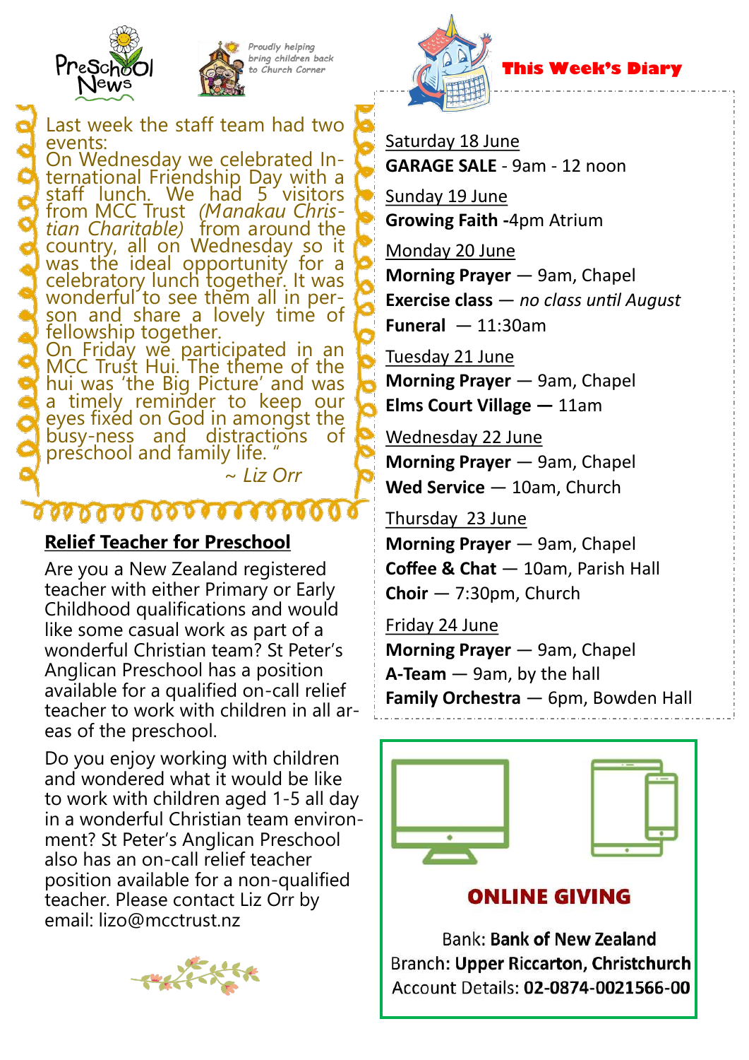Preschool News

*Proudly helping bring children back to Church Corner*

Last week the staff team had two events:

On Wednesday we celebrated International Friendship Day with a staff lunch. We had 5 visitors from MCC Trust *(Manakau Christian Charitable)* from around the country, all on Wednesday so it was the ideal opportunity for a celebratory lunch together. It was wonderful to see them all in person and share a lovely time of fellowship together.

On Friday we participated in an MCC Trust Hui. The theme of the hui was 'the Big Picture' and was a timely reminder to keep our eyes fixed on God in amongst the busy-ness and distractions of preschool and family life. "

*~ Liz Orr*

## Relief Teacher for Preschool

Are you a New Zealand registered teacher with either Primary or Early Childhood qualifications and would like some casual work as part of a wonderful Christian team? St Peter's Anglican Preschool has a position available for a qualified on-call relief teacher to work with children in all areas of the preschool.

Do you enjoy working with children and wondered what it would be like to work with children aged 1-5 all day in a wonderful Christian team environment? St Peter's Anglican Preschool also has an on-call relief teacher position available for a non-qualified teacher. Please contact Liz Orr by email: lizo@mcctrust.nz

## This Week's Diary

Saturday 18 June
**GARAGE SALE** - 9am - 12 noon

Sunday 19 June
**Growing Faith** -4pm Atrium

Monday 20 June
**Morning Prayer** — 9am, Chapel
**Exercise class** — *no class until August*
**Funeral** — 11:30am

Tuesday 21 June
**Morning Prayer** — 9am, Chapel
**Elms Court Village** — 11am

Wednesday 22 June
**Morning Prayer** — 9am, Chapel
**Wed Service** — 10am, Church

Thursday 23 June
**Morning Prayer** — 9am, Chapel
**Coffee & Chat** — 10am, Parish Hall
**Choir** — 7:30pm, Church

Friday 24 June
**Morning Prayer** — 9am, Chapel
**A-Team** — 9am, by the hall
**Family Orchestra** — 6pm, Bowden Hall

## ONLINE GIVING

Bank: **Bank of New Zealand**
Branch: **Upper Riccarton, Christchurch**
Account Details: **02-0874-0021566-00**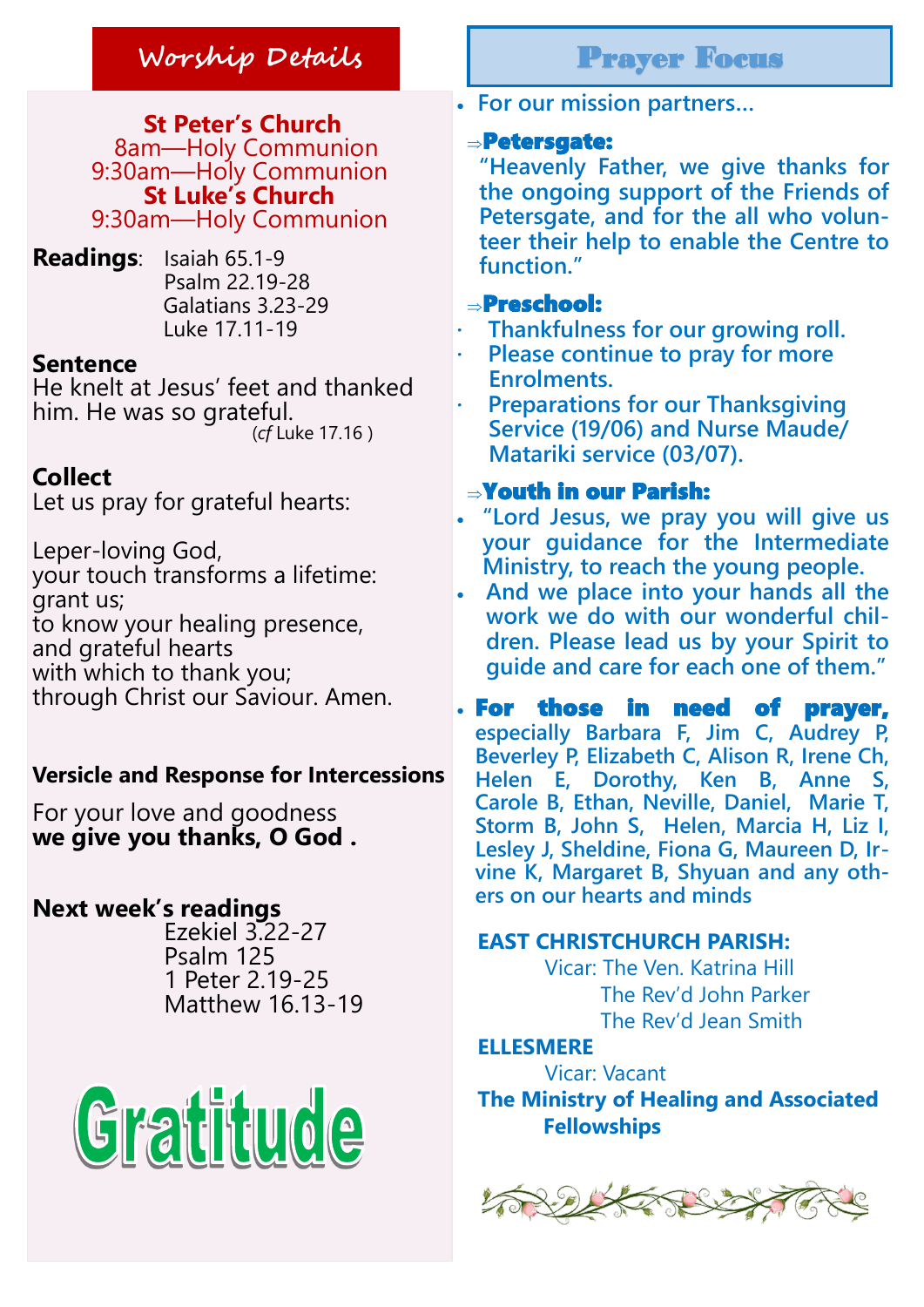## Worship Details

**St Peter's Church**
8am—Holy Communion
9:30am—Holy Communion
**St Luke's Church**
9:30am—Holy Communion

**Readings**: Isaiah 65.1-9
Psalm 22.19-28
Galatians 3.23-29
Luke 17.11-19

### Sentence

He knelt at Jesus' feet and thanked him. He was so grateful.
(*cf* Luke 17.16 )

### Collect

Let us pray for grateful hearts:

Leper-loving God,
your touch transforms a lifetime:
grant us;
to know your healing presence,
and grateful hearts
with which to thank you;
through Christ our Saviour. Amen.

### Versicle and Response for Intercessions

For your love and goodness
**we give you thanks, O God .**

### Next week's readings

Ezekiel 3.22-27
Psalm 125
1 Peter 2.19-25
Matthew 16.13-19

# Gratitude

## Prayer Focus

- For our mission partners…

⇒**Petersgate:**

"Heavenly Father, we give thanks for the ongoing support of the Friends of Petersgate, and for the all who volunteer their help to enable the Centre to function."

⇒**Preschool:**

- Thankfulness for our growing roll.
- Please continue to pray for more Enrolments.
- Preparations for our Thanksgiving Service (19/06) and Nurse Maude/ Matariki service (03/07).

⇒**Youth in our Parish:**

- "Lord Jesus, we pray you will give us your guidance for the Intermediate Ministry, to reach the young people.
- And we place into your hands all the work we do with our wonderful children. Please lead us by your Spirit to guide and care for each one of them."

- **For those in need of prayer,** especially Barbara F, Jim C, Audrey P, Beverley P, Elizabeth C, Alison R, Irene Ch, Helen E, Dorothy, Ken B, Anne S, Carole B, Ethan, Neville, Daniel, Marie T, Storm B, John S, Helen, Marcia H, Liz I, Lesley J, Sheldine, Fiona G, Maureen D, Irvine K, Margaret B, Shyuan and any others on our hearts and minds

**EAST CHRISTCHURCH PARISH:**
Vicar: The Ven. Katrina Hill
The Rev'd John Parker
The Rev'd Jean Smith

**ELLESMERE**
Vicar: Vacant

**The Ministry of Healing and Associated Fellowships**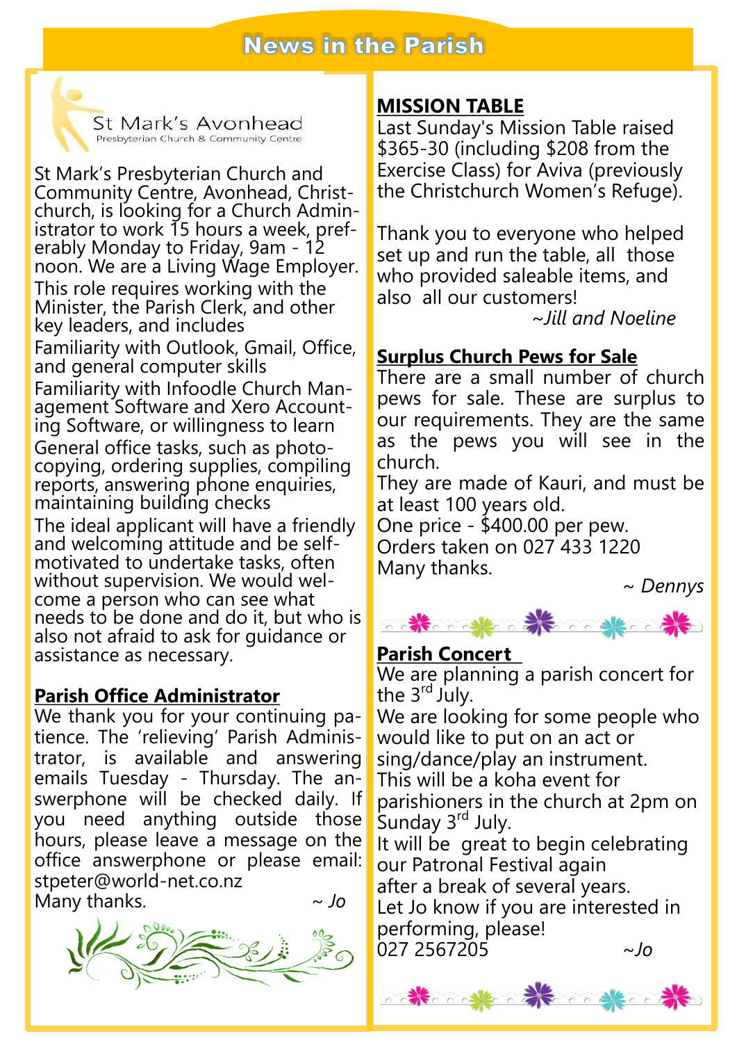# News in the Parish

St Mark's Avonhead
Presbyterian Church & Community Centre

St Mark's Presbyterian Church and Community Centre, Avonhead, Christchurch, is looking for a Church Administrator to work 15 hours a week, preferably Monday to Friday, 9am - 12 noon. We are a Living Wage Employer.

This role requires working with the Minister, the Parish Clerk, and other key leaders, and includes

Familiarity with Outlook, Gmail, Office, and general computer skills

Familiarity with Infoodle Church Management Software and Xero Accounting Software, or willingness to learn

General office tasks, such as photocopying, ordering supplies, compiling reports, answering phone enquiries, maintaining building checks

The ideal applicant will have a friendly and welcoming attitude and be self-motivated to undertake tasks, often without supervision. We would welcome a person who can see what needs to be done and do it, but who is also not afraid to ask for guidance or assistance as necessary.

**Parish Office Administrator**

We thank you for your continuing patience. The 'relieving' Parish Administrator, is available and answering emails Tuesday - Thursday. The answerphone will be checked daily. If you need anything outside those hours, please leave a message on the office answerphone or please email: stpeter@world-net.co.nz

Many thanks. *~ Jo*

**MISSION TABLE**

Last Sunday's Mission Table raised $365-30 (including $208 from the Exercise Class) for Aviva (previously the Christchurch Women's Refuge).

Thank you to everyone who helped set up and run the table, all those who provided saleable items, and also all our customers!

*~Jill and Noeline*

**Surplus Church Pews for Sale**

There are a small number of church pews for sale. These are surplus to our requirements. They are the same as the pews you will see in the church.

They are made of Kauri, and must be at least 100 years old.

One price - $400.00 per pew.

Orders taken on 027 433 1220

Many thanks.

*~ Dennys*

**Parish Concert**

We are planning a parish concert for the 3rd July.

We are looking for some people who would like to put on an act or sing/dance/play an instrument.

This will be a koha event for parishioners in the church at 2pm on Sunday 3rd July.

It will be great to begin celebrating our Patronal Festival again after a break of several years.

Let Jo know if you are interested in performing, please!

027 2567205 *~Jo*